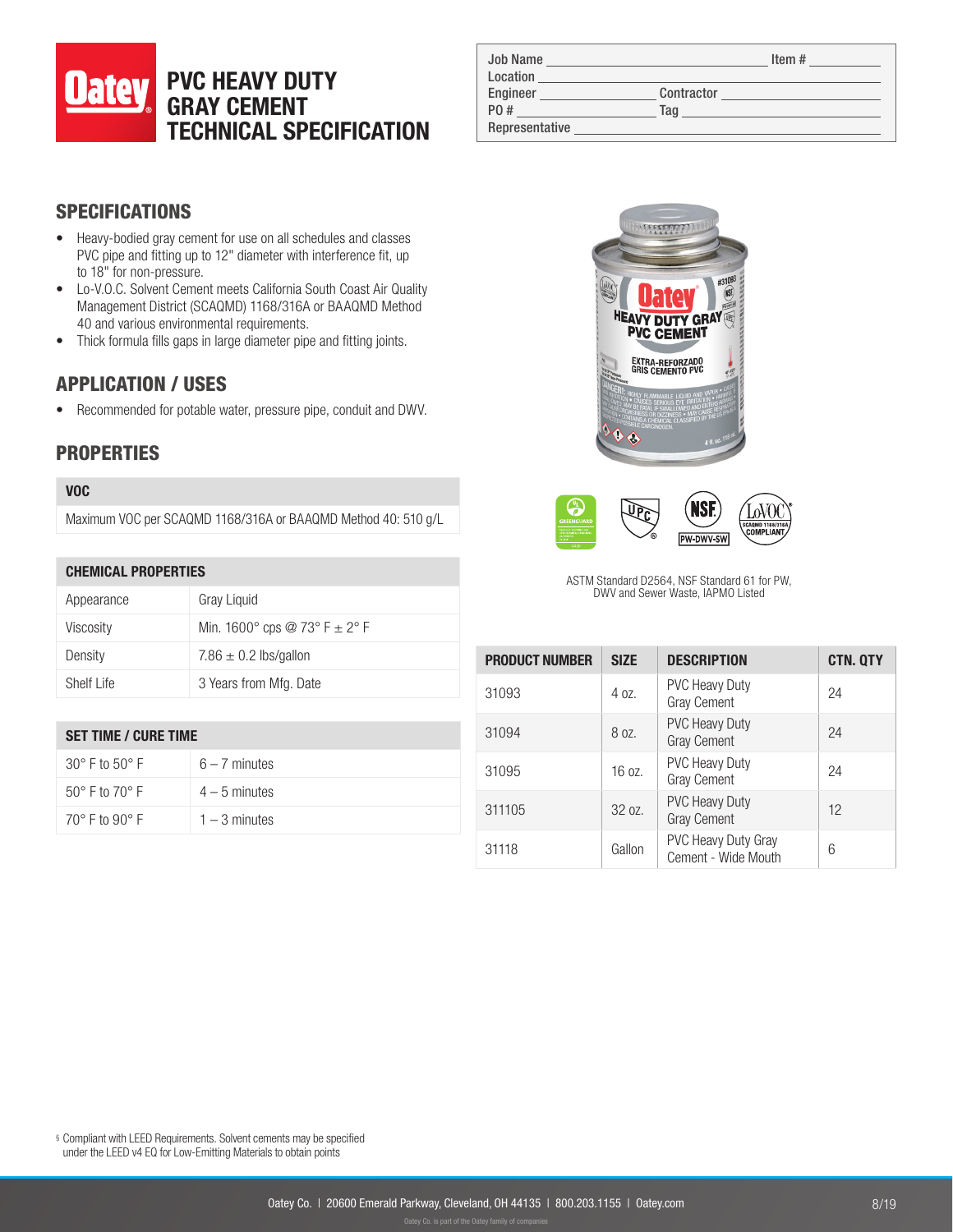# PVC HEAVY DUTY GRAY CEMENT TECHNICAL SPECIFICATION

| Job Name | | Item # | |
|---|---|---|---|
| Location | | | |
| Engineer | | Contractor | |
| PO # | | Tag | |
| Representative | | | |

## SPECIFICATIONS

- Heavy-bodied gray cement for use on all schedules and classes PVC pipe and fitting up to 12" diameter with interference fit, up to 18" for non-pressure.
- Lo-V.O.C. Solvent Cement meets California South Coast Air Quality Management District (SCAQMD) 1168/316A or BAAQMD Method 40 and various environmental requirements.
- Thick formula fills gaps in large diameter pipe and fitting joints.

## APPLICATION / USES

- Recommended for potable water, pressure pipe, conduit and DWV.

## PROPERTIES

| VOC |
|---|
| Maximum VOC per SCAQMD 1168/316A or BAAQMD Method 40: 510 g/L |

| CHEMICAL PROPERTIES | |
|---|---|
| Appearance | Gray Liquid |
| Viscosity | Min. 1600° cps @ 73° F ± 2° F |
| Density | 7.86 ± 0.2 lbs/gallon |
| Shelf Life | 3 Years from Mfg. Date |

| SET TIME / CURE TIME | |
|---|---|
| 30° F to 50° F | 6 – 7 minutes |
| 50° F to 70° F | 4 – 5 minutes |
| 70° F to 90° F | 1 – 3 minutes |

ASTM Standard D2564, NSF Standard 61 for PW, DWV and Sewer Waste, IAPMO Listed

| PRODUCT NUMBER | SIZE | DESCRIPTION | CTN. QTY |
|---|---|---|---|
| 31093 | 4 oz. | PVC Heavy Duty Gray Cement | 24 |
| 31094 | 8 oz. | PVC Heavy Duty Gray Cement | 24 |
| 31095 | 16 oz. | PVC Heavy Duty Gray Cement | 24 |
| 311105 | 32 oz. | PVC Heavy Duty Gray Cement | 12 |
| 31118 | Gallon | PVC Heavy Duty Gray Cement - Wide Mouth | 6 |

§ Compliant with LEED Requirements. Solvent cements may be specified under the LEED v4 EQ for Low-Emitting Materials to obtain points

Oatey Co. | 20600 Emerald Parkway, Cleveland, OH 44135 | 800.203.1155 | Oatey.com

Oatey Co. is part of the Oatey family of companies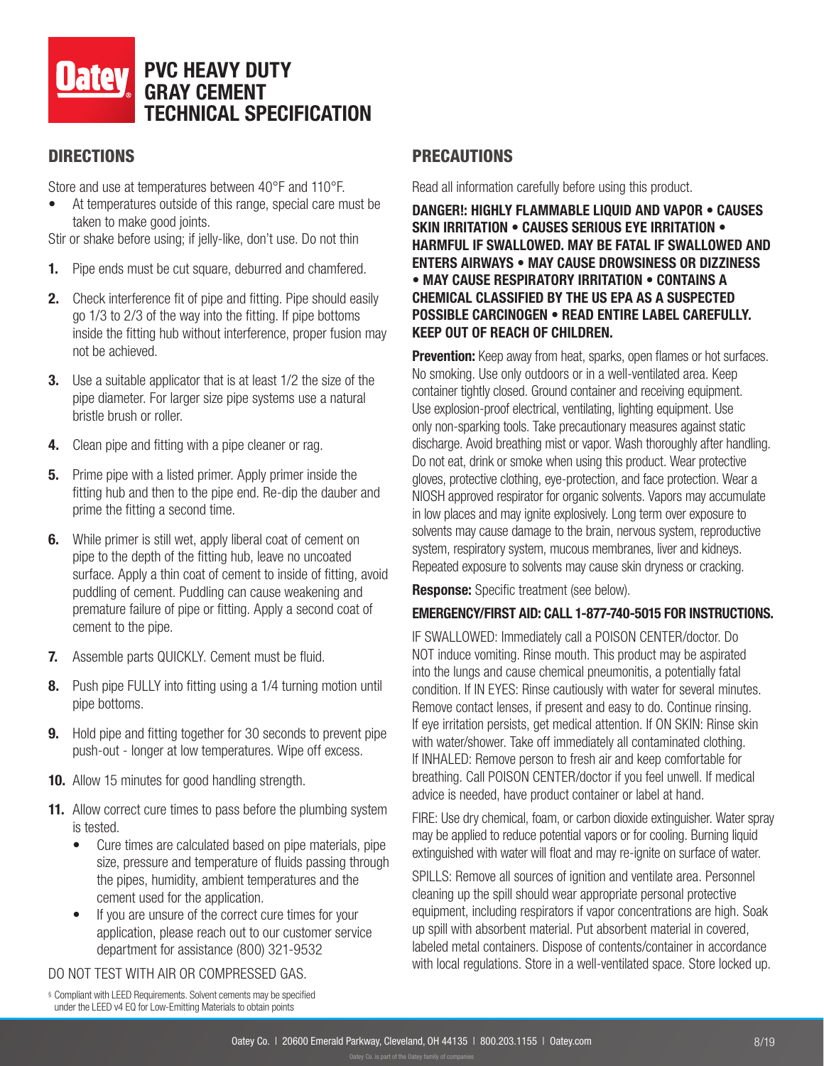# PVC HEAVY DUTY GRAY CEMENT TECHNICAL SPECIFICATION

## DIRECTIONS

Store and use at temperatures between 40°F and 110°F.

- At temperatures outside of this range, special care must be taken to make good joints.

Stir or shake before using; if jelly-like, don't use. Do not thin

1. Pipe ends must be cut square, deburred and chamfered.
2. Check interference fit of pipe and fitting. Pipe should easily go 1/3 to 2/3 of the way into the fitting. If pipe bottoms inside the fitting hub without interference, proper fusion may not be achieved.
3. Use a suitable applicator that is at least 1/2 the size of the pipe diameter. For larger size pipe systems use a natural bristle brush or roller.
4. Clean pipe and fitting with a pipe cleaner or rag.
5. Prime pipe with a listed primer. Apply primer inside the fitting hub and then to the pipe end. Re-dip the dauber and prime the fitting a second time.
6. While primer is still wet, apply liberal coat of cement on pipe to the depth of the fitting hub, leave no uncoated surface. Apply a thin coat of cement to inside of fitting, avoid puddling of cement. Puddling can cause weakening and premature failure of pipe or fitting. Apply a second coat of cement to the pipe.
7. Assemble parts QUICKLY. Cement must be fluid.
8. Push pipe FULLY into fitting using a 1/4 turning motion until pipe bottoms.
9. Hold pipe and fitting together for 30 seconds to prevent pipe push-out - longer at low temperatures. Wipe off excess.
10. Allow 15 minutes for good handling strength.
11. Allow correct cure times to pass before the plumbing system is tested.
    - Cure times are calculated based on pipe materials, pipe size, pressure and temperature of fluids passing through the pipes, humidity, ambient temperatures and the cement used for the application.
    - If you are unsure of the correct cure times for your application, please reach out to our customer service department for assistance (800) 321-9532

DO NOT TEST WITH AIR OR COMPRESSED GAS.

§ Compliant with LEED Requirements. Solvent cements may be specified under the LEED v4 EQ for Low-Emitting Materials to obtain points

## PRECAUTIONS

Read all information carefully before using this product.

**DANGER!: HIGHLY FLAMMABLE LIQUID AND VAPOR • CAUSES SKIN IRRITATION • CAUSES SERIOUS EYE IRRITATION • HARMFUL IF SWALLOWED. MAY BE FATAL IF SWALLOWED AND ENTERS AIRWAYS • MAY CAUSE DROWSINESS OR DIZZINESS • MAY CAUSE RESPIRATORY IRRITATION • CONTAINS A CHEMICAL CLASSIFIED BY THE US EPA AS A SUSPECTED POSSIBLE CARCINOGEN • READ ENTIRE LABEL CAREFULLY. KEEP OUT OF REACH OF CHILDREN.**

**Prevention:** Keep away from heat, sparks, open flames or hot surfaces. No smoking. Use only outdoors or in a well-ventilated area. Keep container tightly closed. Ground container and receiving equipment. Use explosion-proof electrical, ventilating, lighting equipment. Use only non-sparking tools. Take precautionary measures against static discharge. Avoid breathing mist or vapor. Wash thoroughly after handling. Do not eat, drink or smoke when using this product. Wear protective gloves, protective clothing, eye-protection, and face protection. Wear a NIOSH approved respirator for organic solvents. Vapors may accumulate in low places and may ignite explosively. Long term over exposure to solvents may cause damage to the brain, nervous system, reproductive system, respiratory system, mucous membranes, liver and kidneys. Repeated exposure to solvents may cause skin dryness or cracking.

**Response:** Specific treatment (see below).

**EMERGENCY/FIRST AID: CALL 1-877-740-5015 FOR INSTRUCTIONS.**

IF SWALLOWED: Immediately call a POISON CENTER/doctor. Do NOT induce vomiting. Rinse mouth. This product may be aspirated into the lungs and cause chemical pneumonitis, a potentially fatal condition. If IN EYES: Rinse cautiously with water for several minutes. Remove contact lenses, if present and easy to do. Continue rinsing. If eye irritation persists, get medical attention. If ON SKIN: Rinse skin with water/shower. Take off immediately all contaminated clothing. If INHALED: Remove person to fresh air and keep comfortable for breathing. Call POISON CENTER/doctor if you feel unwell. If medical advice is needed, have product container or label at hand.

FIRE: Use dry chemical, foam, or carbon dioxide extinguisher. Water spray may be applied to reduce potential vapors or for cooling. Burning liquid extinguished with water will float and may re-ignite on surface of water.

SPILLS: Remove all sources of ignition and ventilate area. Personnel cleaning up the spill should wear appropriate personal protective equipment, including respirators if vapor concentrations are high. Soak up spill with absorbent material. Put absorbent material in covered, labeled metal containers. Dispose of contents/container in accordance with local regulations. Store in a well-ventilated space. Store locked up.

Oatey Co. | 20600 Emerald Parkway, Cleveland, OH 44135 | 800.203.1155 | Oatey.com

8/19